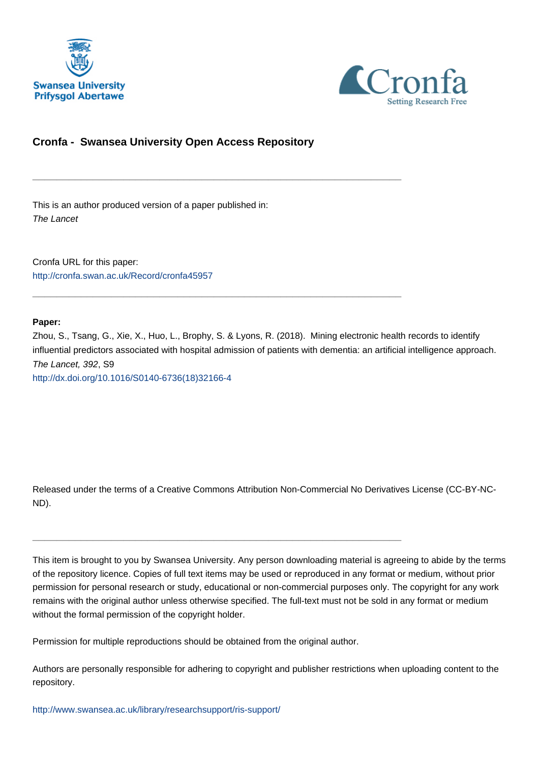Swansea University
Prifysgol Abertawe

Cronfa
Setting Research Free

## Cronfa - Swansea University Open Access Repository

---

This is an author produced version of a paper published in:
*The Lancet*

Cronfa URL for this paper:
http://cronfa.swan.ac.uk/Record/cronfa45957

---

**Paper:**
Zhou, S., Tsang, G., Xie, X., Huo, L., Brophy, S. & Lyons, R. (2018). Mining electronic health records to identify influential predictors associated with hospital admission of patients with dementia: an artificial intelligence approach. *The Lancet, 392*, S9
http://dx.doi.org/10.1016/S0140-6736(18)32166-4

Released under the terms of a Creative Commons Attribution Non-Commercial No Derivatives License (CC-BY-NC-ND).

---

This item is brought to you by Swansea University. Any person downloading material is agreeing to abide by the terms of the repository licence. Copies of full text items may be used or reproduced in any format or medium, without prior permission for personal research or study, educational or non-commercial purposes only. The copyright for any work remains with the original author unless otherwise specified. The full-text must not be sold in any format or medium without the formal permission of the copyright holder.

Permission for multiple reproductions should be obtained from the original author.

Authors are personally responsible for adhering to copyright and publisher restrictions when uploading content to the repository.

http://www.swansea.ac.uk/library/researchsupport/ris-support/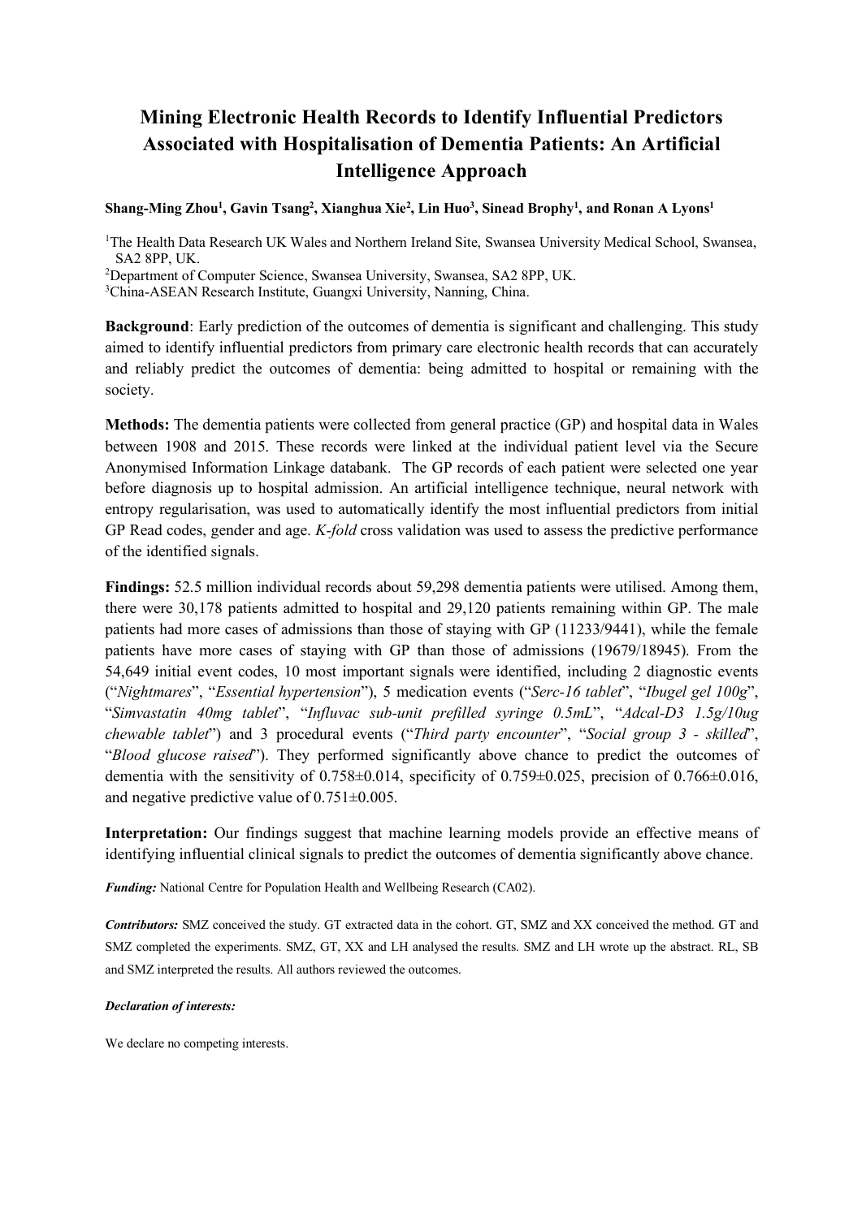# Mining Electronic Health Records to Identify Influential Predictors Associated with Hospitalisation of Dementia Patients: An Artificial Intelligence Approach

**Shang-Ming Zhou[1], Gavin Tsang[2], Xianghua Xie[2], Lin Huo[3], Sinead Brophy[1], and Ronan A Lyons[1]**

[1]The Health Data Research UK Wales and Northern Ireland Site, Swansea University Medical School, Swansea, SA2 8PP, UK.
[2]Department of Computer Science, Swansea University, Swansea, SA2 8PP, UK.
[3]China-ASEAN Research Institute, Guangxi University, Nanning, China.

**Background**: Early prediction of the outcomes of dementia is significant and challenging. This study aimed to identify influential predictors from primary care electronic health records that can accurately and reliably predict the outcomes of dementia: being admitted to hospital or remaining with the society.

**Methods:** The dementia patients were collected from general practice (GP) and hospital data in Wales between 1908 and 2015. These records were linked at the individual patient level via the Secure Anonymised Information Linkage databank. The GP records of each patient were selected one year before diagnosis up to hospital admission. An artificial intelligence technique, neural network with entropy regularisation, was used to automatically identify the most influential predictors from initial GP Read codes, gender and age. *K-fold* cross validation was used to assess the predictive performance of the identified signals.

**Findings:** 52.5 million individual records about 59,298 dementia patients were utilised. Among them, there were 30,178 patients admitted to hospital and 29,120 patients remaining within GP. The male patients had more cases of admissions than those of staying with GP (11233/9441), while the female patients have more cases of staying with GP than those of admissions (19679/18945). From the 54,649 initial event codes, 10 most important signals were identified, including 2 diagnostic events ("*Nightmares*", "*Essential hypertension*"), 5 medication events ("*Serc-16 tablet*", "*Ibugel gel 100g*", "*Simvastatin 40mg tablet*", "*Influvac sub-unit prefilled syringe 0.5mL*", "*Adcal-D3 1.5g/10ug chewable tablet*") and 3 procedural events ("*Third party encounter*", "*Social group 3 - skilled*", "*Blood glucose raised*"). They performed significantly above chance to predict the outcomes of dementia with the sensitivity of $0.758\pm0.014$, specificity of $0.759\pm0.025$, precision of $0.766\pm0.016$, and negative predictive value of $0.751\pm0.005$.

**Interpretation:** Our findings suggest that machine learning models provide an effective means of identifying influential clinical signals to predict the outcomes of dementia significantly above chance.

***Funding:*** National Centre for Population Health and Wellbeing Research (CA02).

***Contributors:*** SMZ conceived the study. GT extracted data in the cohort. GT, SMZ and XX conceived the method. GT and SMZ completed the experiments. SMZ, GT, XX and LH analysed the results. SMZ and LH wrote up the abstract. RL, SB and SMZ interpreted the results. All authors reviewed the outcomes.

***Declaration of interests:***

We declare no competing interests.